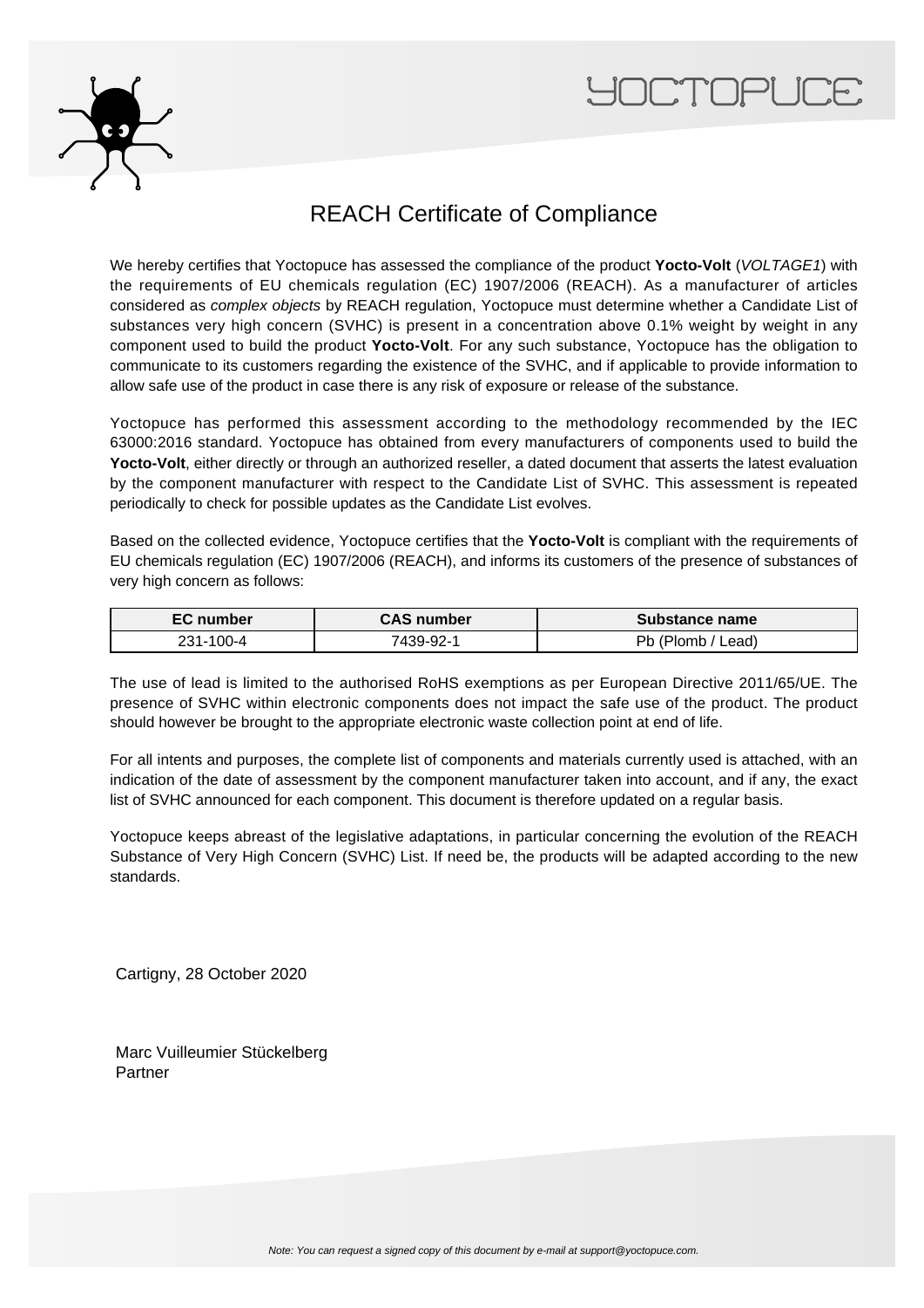# REACH Certificate of Compliance

We hereby certifies that Yoctopuce has assessed the compliance of the product **Yocto-Volt** (*VOLTAGE1*) with the requirements of EU chemicals regulation (EC) 1907/2006 (REACH). As a manufacturer of articles considered as *complex objects* by REACH regulation, Yoctopuce must determine whether a Candidate List of substances very high concern (SVHC) is present in a concentration above 0.1% weight by weight in any component used to build the product **Yocto-Volt**. For any such substance, Yoctopuce has the obligation to communicate to its customers regarding the existence of the SVHC, and if applicable to provide information to allow safe use of the product in case there is any risk of exposure or release of the substance.

Yoctopuce has performed this assessment according to the methodology recommended by the IEC 63000:2016 standard. Yoctopuce has obtained from every manufacturers of components used to build the **Yocto-Volt**, either directly or through an authorized reseller, a dated document that asserts the latest evaluation by the component manufacturer with respect to the Candidate List of SVHC. This assessment is repeated periodically to check for possible updates as the Candidate List evolves.

Based on the collected evidence, Yoctopuce certifies that the **Yocto-Volt** is compliant with the requirements of EU chemicals regulation (EC) 1907/2006 (REACH), and informs its customers of the presence of substances of very high concern as follows:

| EC number | CAS number | Substance name |
|---|---|---|
| 231-100-4 | 7439-92-1 | Pb (Plomb / Lead) |

The use of lead is limited to the authorised RoHS exemptions as per European Directive 2011/65/UE. The presence of SVHC within electronic components does not impact the safe use of the product. The product should however be brought to the appropriate electronic waste collection point at end of life.

For all intents and purposes, the complete list of components and materials currently used is attached, with an indication of the date of assessment by the component manufacturer taken into account, and if any, the exact list of SVHC announced for each component. This document is therefore updated on a regular basis.

Yoctopuce keeps abreast of the legislative adaptations, in particular concerning the evolution of the REACH Substance of Very High Concern (SVHC) List. If need be, the products will be adapted according to the new standards.

Cartigny, 28 October 2020

Marc Vuilleumier Stückelberg
Partner

*Note: You can request a signed copy of this document by e-mail at support@yoctopuce.com.*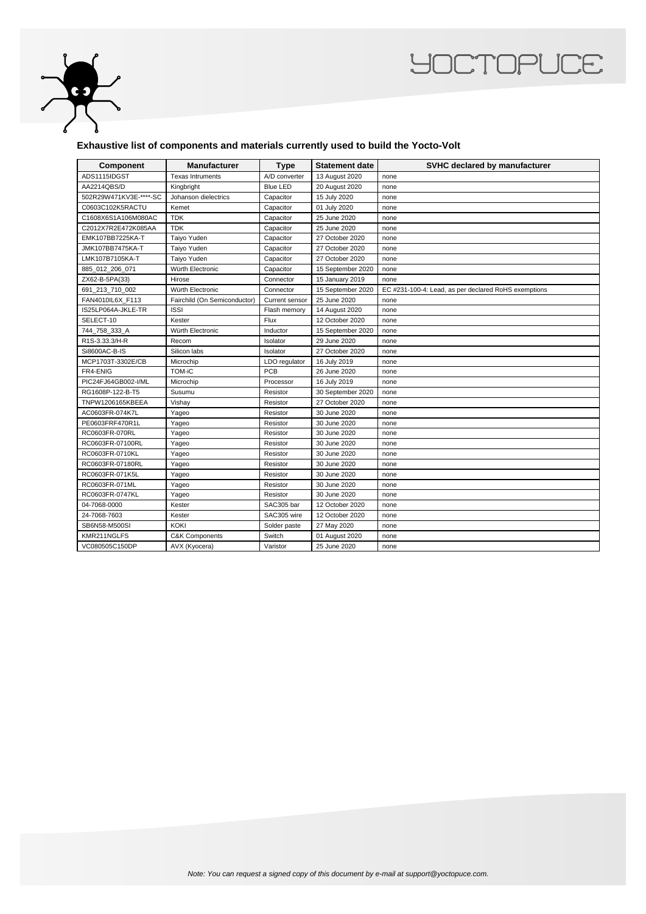**Exhaustive list of components and materials currently used to build the Yocto-Volt**

| Component | Manufacturer | Type | Statement date | SVHC declared by manufacturer |
|---|---|---|---|---|
| ADS1115IDGST | Texas Intruments | A/D converter | 13 August 2020 | none |
| AA2214QBS/D | Kingbright | Blue LED | 20 August 2020 | none |
| 502R29W471KV3E-****-SC | Johanson dielectrics | Capacitor | 15 July 2020 | none |
| C0603C102K5RACTU | Kemet | Capacitor | 01 July 2020 | none |
| C1608X6S1A106M080AC | TDK | Capacitor | 25 June 2020 | none |
| C2012X7R2E472K085AA | TDK | Capacitor | 25 June 2020 | none |
| EMK107BB7225KA-T | Taiyo Yuden | Capacitor | 27 October 2020 | none |
| JMK107BB7475KA-T | Taiyo Yuden | Capacitor | 27 October 2020 | none |
| LMK107B7105KA-T | Taiyo Yuden | Capacitor | 27 October 2020 | none |
| 885_012_206_071 | Würth Electronic | Capacitor | 15 September 2020 | none |
| ZX62-B-5PA(33) | Hirose | Connector | 15 January 2019 | none |
| 691_213_710_002 | Würth Electronic | Connector | 15 September 2020 | EC #231-100-4: Lead, as per declared RoHS exemptions |
| FAN4010IL6X_F113 | Fairchild (On Semiconductor) | Current sensor | 25 June 2020 | none |
| IS25LP064A-JKLE-TR | ISSI | Flash memory | 14 August 2020 | none |
| SELECT-10 | Kester | Flux | 12 October 2020 | none |
| 744_758_333_A | Würth Electronic | Inductor | 15 September 2020 | none |
| R1S-3.33.3/H-R | Recom | Isolator | 29 June 2020 | none |
| Si8600AC-B-IS | Silicon labs | Isolator | 27 October 2020 | none |
| MCP1703T-3302E/CB | Microchip | LDO regulator | 16 July 2019 | none |
| FR4-ENIG | TOM-iC | PCB | 26 June 2020 | none |
| PIC24FJ64GB002-I/ML | Microchip | Processor | 16 July 2019 | none |
| RG1608P-122-B-T5 | Susumu | Resistor | 30 September 2020 | none |
| TNPW1206165KBEEA | Vishay | Resistor | 27 October 2020 | none |
| AC0603FR-074K7L | Yageo | Resistor | 30 June 2020 | none |
| PE0603FRF470R1L | Yageo | Resistor | 30 June 2020 | none |
| RC0603FR-070RL | Yageo | Resistor | 30 June 2020 | none |
| RC0603FR-07100RL | Yageo | Resistor | 30 June 2020 | none |
| RC0603FR-0710KL | Yageo | Resistor | 30 June 2020 | none |
| RC0603FR-07180RL | Yageo | Resistor | 30 June 2020 | none |
| RC0603FR-071K5L | Yageo | Resistor | 30 June 2020 | none |
| RC0603FR-071ML | Yageo | Resistor | 30 June 2020 | none |
| RC0603FR-0747KL | Yageo | Resistor | 30 June 2020 | none |
| 04-7068-0000 | Kester | SAC305 bar | 12 October 2020 | none |
| 24-7068-7603 | Kester | SAC305 wire | 12 October 2020 | none |
| SB6N58-M500SI | KOKI | Solder paste | 27 May 2020 | none |
| KMR211NGLFS | C&K Components | Switch | 01 August 2020 | none |
| VC080505C150DP | AVX (Kyocera) | Varistor | 25 June 2020 | none |

*Note: You can request a signed copy of this document by e-mail at support@yoctopuce.com.*